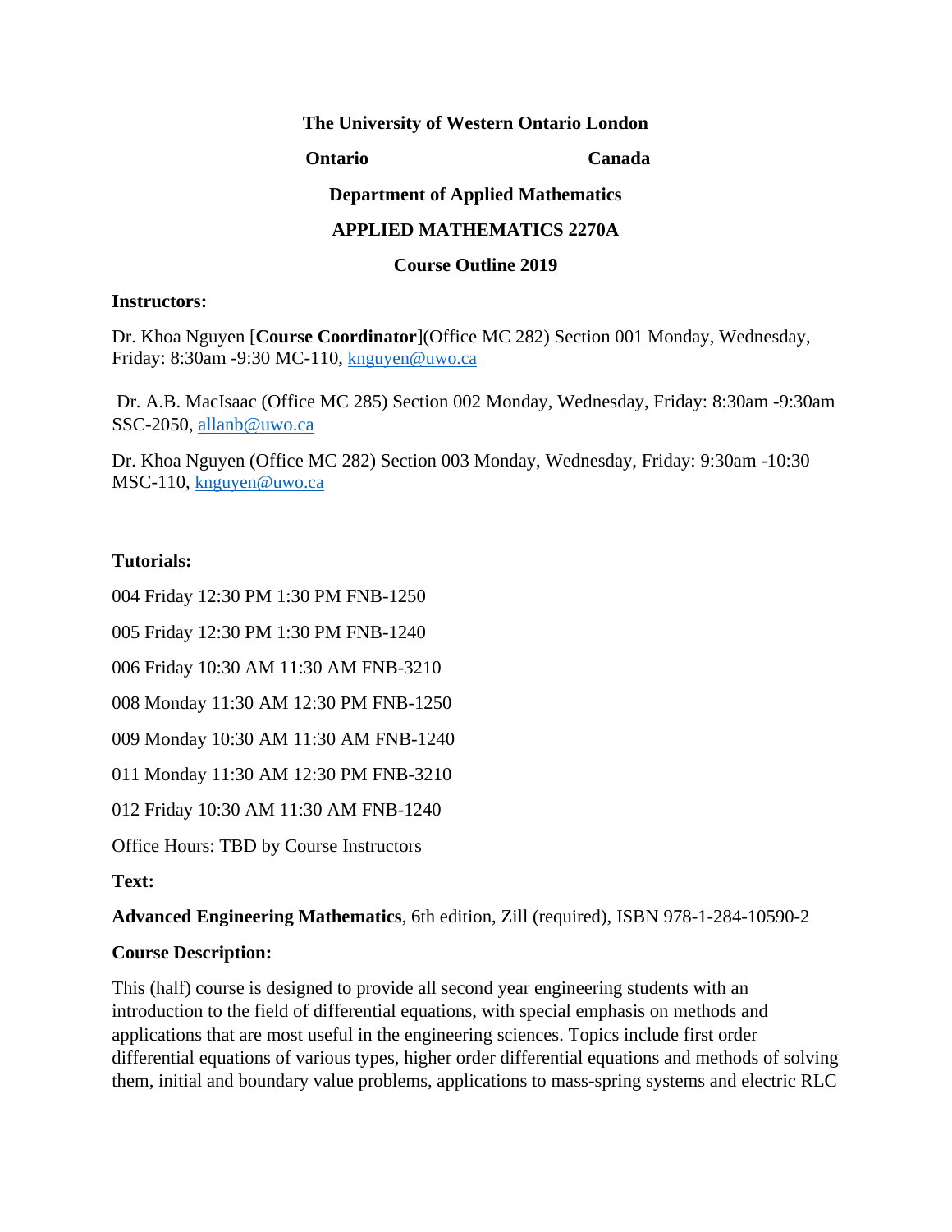**The University of Western Ontario London**

**Ontario Canada**

**Department of Applied Mathematics**

**APPLIED MATHEMATICS 2270A**

**Course Outline 2019**

**Instructors:**

Dr. Khoa Nguyen [**Course Coordinator**](Office MC 282) Section 001 Monday, Wednesday, Friday: 8:30am -9:30 MC-110, knguyen@uwo.ca

Dr. A.B. MacIsaac (Office MC 285) Section 002 Monday, Wednesday, Friday: 8:30am -9:30am SSC-2050, allanb@uwo.ca

Dr. Khoa Nguyen (Office MC 282) Section 003 Monday, Wednesday, Friday: 9:30am -10:30 MSC-110, knguyen@uwo.ca

**Tutorials:**

004 Friday 12:30 PM 1:30 PM FNB-1250

005 Friday 12:30 PM 1:30 PM FNB-1240

006 Friday 10:30 AM 11:30 AM FNB-3210

008 Monday 11:30 AM 12:30 PM FNB-1250

009 Monday 10:30 AM 11:30 AM FNB-1240

011 Monday 11:30 AM 12:30 PM FNB-3210

012 Friday 10:30 AM 11:30 AM FNB-1240

Office Hours: TBD by Course Instructors

**Text:**

**Advanced Engineering Mathematics**, 6th edition, Zill (required), ISBN 978-1-284-10590-2

**Course Description:**

This (half) course is designed to provide all second year engineering students with an introduction to the field of differential equations, with special emphasis on methods and applications that are most useful in the engineering sciences. Topics include first order differential equations of various types, higher order differential equations and methods of solving them, initial and boundary value problems, applications to mass-spring systems and electric RLC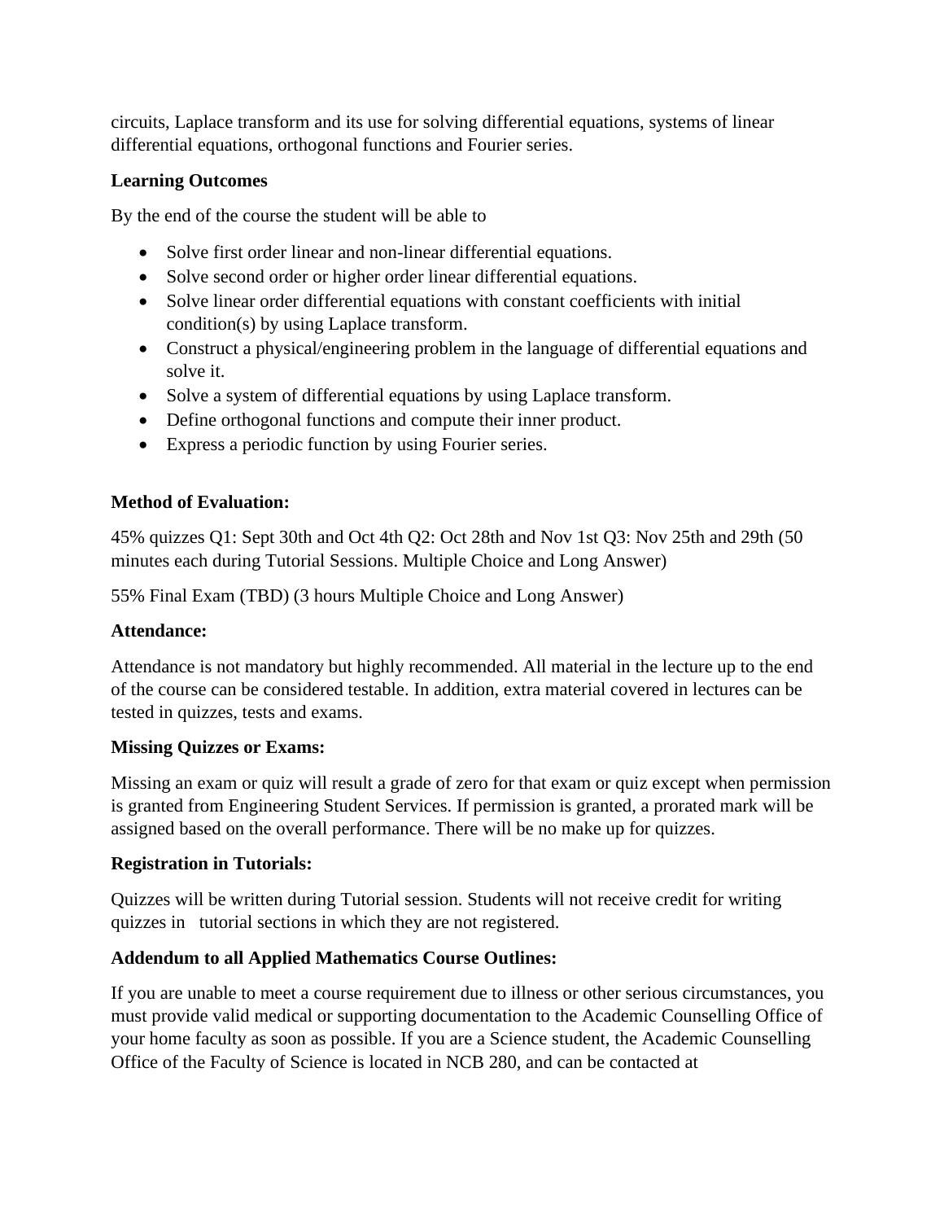circuits, Laplace transform and its use for solving differential equations, systems of linear differential equations, orthogonal functions and Fourier series.

**Learning Outcomes**

By the end of the course the student will be able to

- Solve first order linear and non-linear differential equations.
- Solve second order or higher order linear differential equations.
- Solve linear order differential equations with constant coefficients with initial condition(s) by using Laplace transform.
- Construct a physical/engineering problem in the language of differential equations and solve it.
- Solve a system of differential equations by using Laplace transform.
- Define orthogonal functions and compute their inner product.
- Express a periodic function by using Fourier series.

**Method of Evaluation:**

45% quizzes Q1: Sept 30th and Oct 4th Q2: Oct 28th and Nov 1st Q3: Nov 25th and 29th (50 minutes each during Tutorial Sessions. Multiple Choice and Long Answer)

55% Final Exam (TBD) (3 hours Multiple Choice and Long Answer)

**Attendance:**

Attendance is not mandatory but highly recommended. All material in the lecture up to the end of the course can be considered testable. In addition, extra material covered in lectures can be tested in quizzes, tests and exams.

**Missing Quizzes or Exams:**

Missing an exam or quiz will result a grade of zero for that exam or quiz except when permission is granted from Engineering Student Services. If permission is granted, a prorated mark will be assigned based on the overall performance. There will be no make up for quizzes.

**Registration in Tutorials:**

Quizzes will be written during Tutorial session. Students will not receive credit for writing quizzes in tutorial sections in which they are not registered.

**Addendum to all Applied Mathematics Course Outlines:**

If you are unable to meet a course requirement due to illness or other serious circumstances, you must provide valid medical or supporting documentation to the Academic Counselling Office of your home faculty as soon as possible. If you are a Science student, the Academic Counselling Office of the Faculty of Science is located in NCB 280, and can be contacted at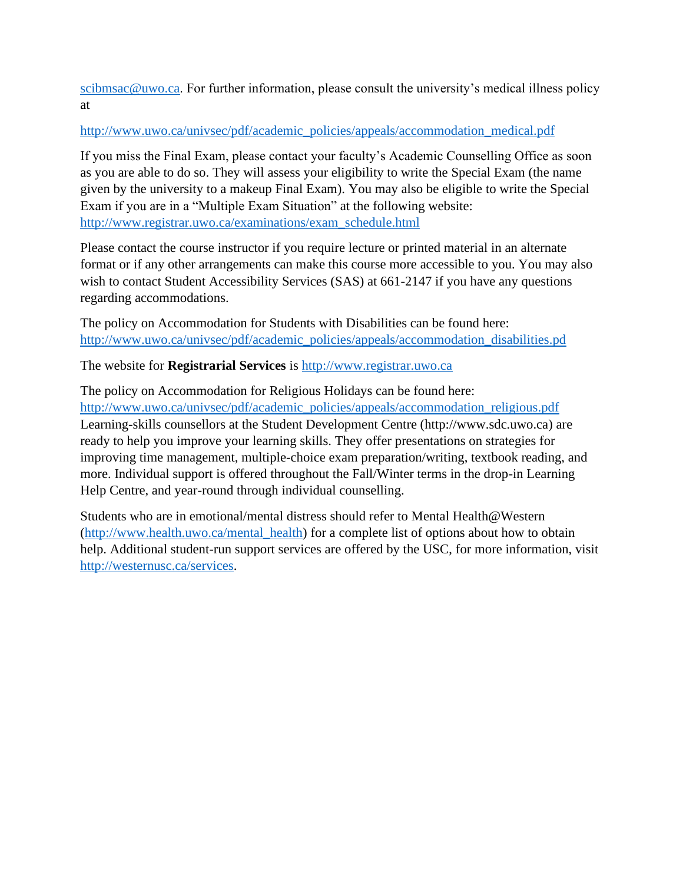scibmsac@uwo.ca. For further information, please consult the university's medical illness policy at

http://www.uwo.ca/univsec/pdf/academic_policies/appeals/accommodation_medical.pdf

If you miss the Final Exam, please contact your faculty's Academic Counselling Office as soon as you are able to do so. They will assess your eligibility to write the Special Exam (the name given by the university to a makeup Final Exam). You may also be eligible to write the Special Exam if you are in a "Multiple Exam Situation" at the following website: http://www.registrar.uwo.ca/examinations/exam_schedule.html

Please contact the course instructor if you require lecture or printed material in an alternate format or if any other arrangements can make this course more accessible to you. You may also wish to contact Student Accessibility Services (SAS) at 661-2147 if you have any questions regarding accommodations.

The policy on Accommodation for Students with Disabilities can be found here: http://www.uwo.ca/univsec/pdf/academic_policies/appeals/accommodation_disabilities.pd

The website for **Registrarial Services** is http://www.registrar.uwo.ca

The policy on Accommodation for Religious Holidays can be found here: http://www.uwo.ca/univsec/pdf/academic_policies/appeals/accommodation_religious.pdf
Learning-skills counsellors at the Student Development Centre (http://www.sdc.uwo.ca) are ready to help you improve your learning skills. They offer presentations on strategies for improving time management, multiple-choice exam preparation/writing, textbook reading, and more. Individual support is offered throughout the Fall/Winter terms in the drop-in Learning Help Centre, and year-round through individual counselling.

Students who are in emotional/mental distress should refer to Mental Health@Western (http://www.health.uwo.ca/mental_health) for a complete list of options about how to obtain help. Additional student-run support services are offered by the USC, for more information, visit http://westernusc.ca/services.